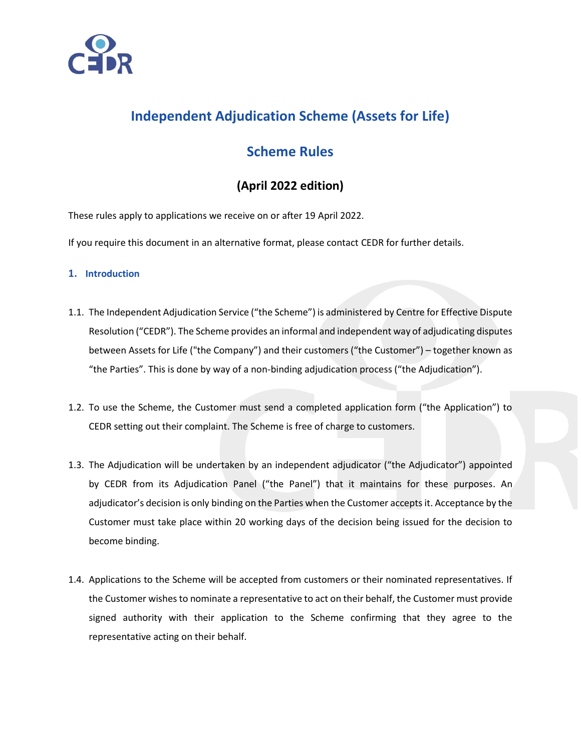# Independent Adjudication Scheme (Assets for Life)

## Scheme Rules

### (April 2022 edition)

These rules apply to applications we receive on or after 19 April 2022.

If you require this document in an alternative format, please contact CEDR for further details.

**1. Introduction**

1.1. The Independent Adjudication Service ("the Scheme") is administered by Centre for Effective Dispute Resolution ("CEDR"). The Scheme provides an informal and independent way of adjudicating disputes between Assets for Life ("the Company") and their customers ("the Customer") – together known as "the Parties". This is done by way of a non-binding adjudication process ("the Adjudication").

1.2. To use the Scheme, the Customer must send a completed application form ("the Application") to CEDR setting out their complaint. The Scheme is free of charge to customers.

1.3. The Adjudication will be undertaken by an independent adjudicator ("the Adjudicator") appointed by CEDR from its Adjudication Panel ("the Panel") that it maintains for these purposes. An adjudicator's decision is only binding on the Parties when the Customer accepts it. Acceptance by the Customer must take place within 20 working days of the decision being issued for the decision to become binding.

1.4. Applications to the Scheme will be accepted from customers or their nominated representatives. If the Customer wishes to nominate a representative to act on their behalf, the Customer must provide signed authority with their application to the Scheme confirming that they agree to the representative acting on their behalf.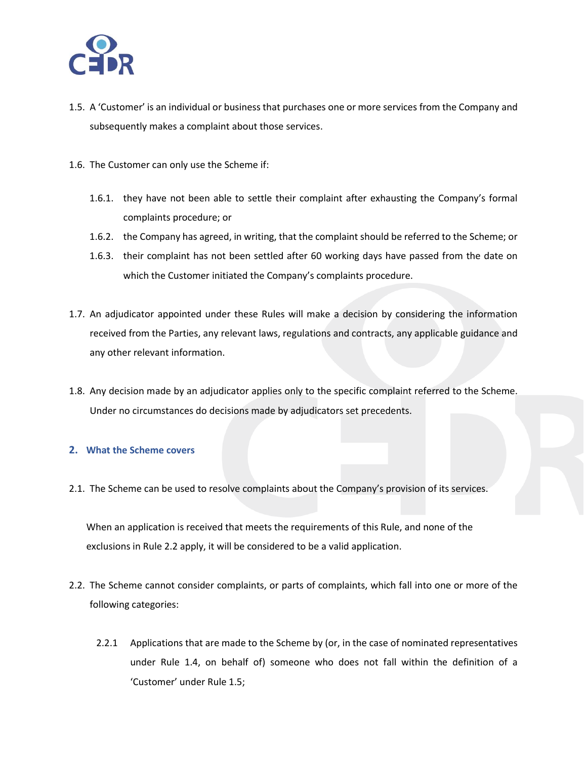1.5. A 'Customer' is an individual or business that purchases one or more services from the Company and subsequently makes a complaint about those services.

1.6. The Customer can only use the Scheme if:

- 1.6.1. they have not been able to settle their complaint after exhausting the Company's formal complaints procedure; or
- 1.6.2. the Company has agreed, in writing, that the complaint should be referred to the Scheme; or
- 1.6.3. their complaint has not been settled after 60 working days have passed from the date on which the Customer initiated the Company's complaints procedure.

1.7. An adjudicator appointed under these Rules will make a decision by considering the information received from the Parties, any relevant laws, regulations and contracts, any applicable guidance and any other relevant information.

1.8. Any decision made by an adjudicator applies only to the specific complaint referred to the Scheme. Under no circumstances do decisions made by adjudicators set precedents.

## 2. What the Scheme covers

2.1. The Scheme can be used to resolve complaints about the Company's provision of its services.

When an application is received that meets the requirements of this Rule, and none of the exclusions in Rule 2.2 apply, it will be considered to be a valid application.

2.2. The Scheme cannot consider complaints, or parts of complaints, which fall into one or more of the following categories:

- 2.2.1 Applications that are made to the Scheme by (or, in the case of nominated representatives under Rule 1.4, on behalf of) someone who does not fall within the definition of a 'Customer' under Rule 1.5;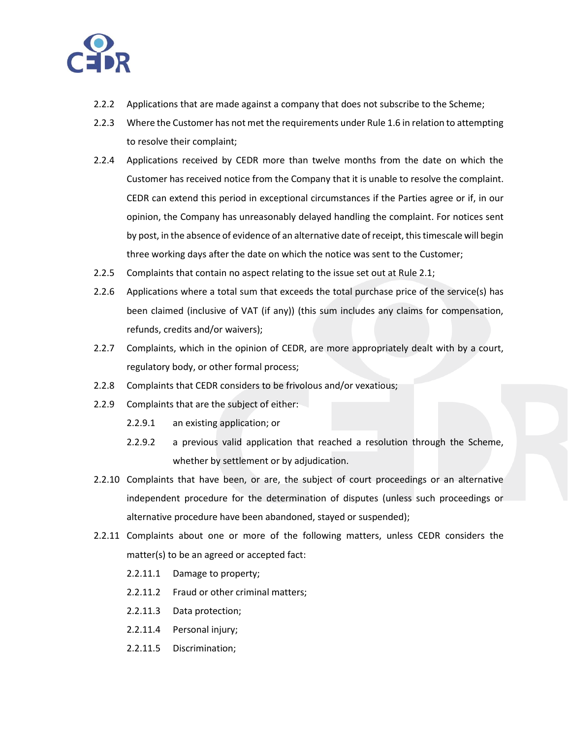2.2.2 Applications that are made against a company that does not subscribe to the Scheme;

2.2.3 Where the Customer has not met the requirements under Rule 1.6 in relation to attempting to resolve their complaint;

2.2.4 Applications received by CEDR more than twelve months from the date on which the Customer has received notice from the Company that it is unable to resolve the complaint. CEDR can extend this period in exceptional circumstances if the Parties agree or if, in our opinion, the Company has unreasonably delayed handling the complaint. For notices sent by post, in the absence of evidence of an alternative date of receipt, this timescale will begin three working days after the date on which the notice was sent to the Customer;

2.2.5 Complaints that contain no aspect relating to the issue set out at Rule 2.1;

2.2.6 Applications where a total sum that exceeds the total purchase price of the service(s) has been claimed (inclusive of VAT (if any)) (this sum includes any claims for compensation, refunds, credits and/or waivers);

2.2.7 Complaints, which in the opinion of CEDR, are more appropriately dealt with by a court, regulatory body, or other formal process;

2.2.8 Complaints that CEDR considers to be frivolous and/or vexatious;

2.2.9 Complaints that are the subject of either:

  2.2.9.1 an existing application; or

  2.2.9.2 a previous valid application that reached a resolution through the Scheme, whether by settlement or by adjudication.

2.2.10 Complaints that have been, or are, the subject of court proceedings or an alternative independent procedure for the determination of disputes (unless such proceedings or alternative procedure have been abandoned, stayed or suspended);

2.2.11 Complaints about one or more of the following matters, unless CEDR considers the matter(s) to be an agreed or accepted fact:

  2.2.11.1 Damage to property;

  2.2.11.2 Fraud or other criminal matters;

  2.2.11.3 Data protection;

  2.2.11.4 Personal injury;

  2.2.11.5 Discrimination;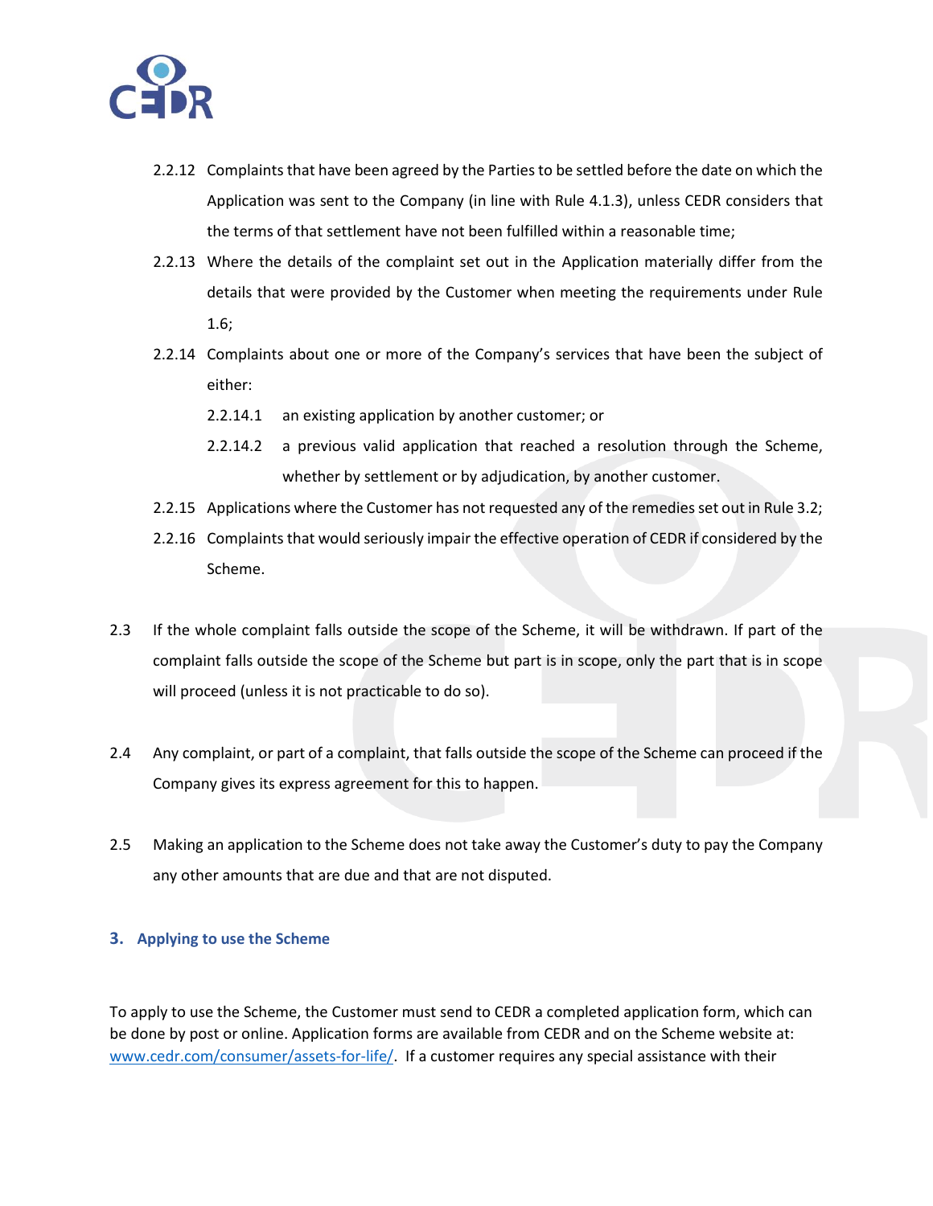2.2.12 Complaints that have been agreed by the Parties to be settled before the date on which the Application was sent to the Company (in line with Rule 4.1.3), unless CEDR considers that the terms of that settlement have not been fulfilled within a reasonable time;

2.2.13 Where the details of the complaint set out in the Application materially differ from the details that were provided by the Customer when meeting the requirements under Rule 1.6;

2.2.14 Complaints about one or more of the Company's services that have been the subject of either:

2.2.14.1 an existing application by another customer; or

2.2.14.2 a previous valid application that reached a resolution through the Scheme, whether by settlement or by adjudication, by another customer.

2.2.15 Applications where the Customer has not requested any of the remedies set out in Rule 3.2;

2.2.16 Complaints that would seriously impair the effective operation of CEDR if considered by the Scheme.

2.3 If the whole complaint falls outside the scope of the Scheme, it will be withdrawn. If part of the complaint falls outside the scope of the Scheme but part is in scope, only the part that is in scope will proceed (unless it is not practicable to do so).

2.4 Any complaint, or part of a complaint, that falls outside the scope of the Scheme can proceed if the Company gives its express agreement for this to happen.

2.5 Making an application to the Scheme does not take away the Customer's duty to pay the Company any other amounts that are due and that are not disputed.

## 3. Applying to use the Scheme

To apply to use the Scheme, the Customer must send to CEDR a completed application form, which can be done by post or online. Application forms are available from CEDR and on the Scheme website at: www.cedr.com/consumer/assets-for-life/. If a customer requires any special assistance with their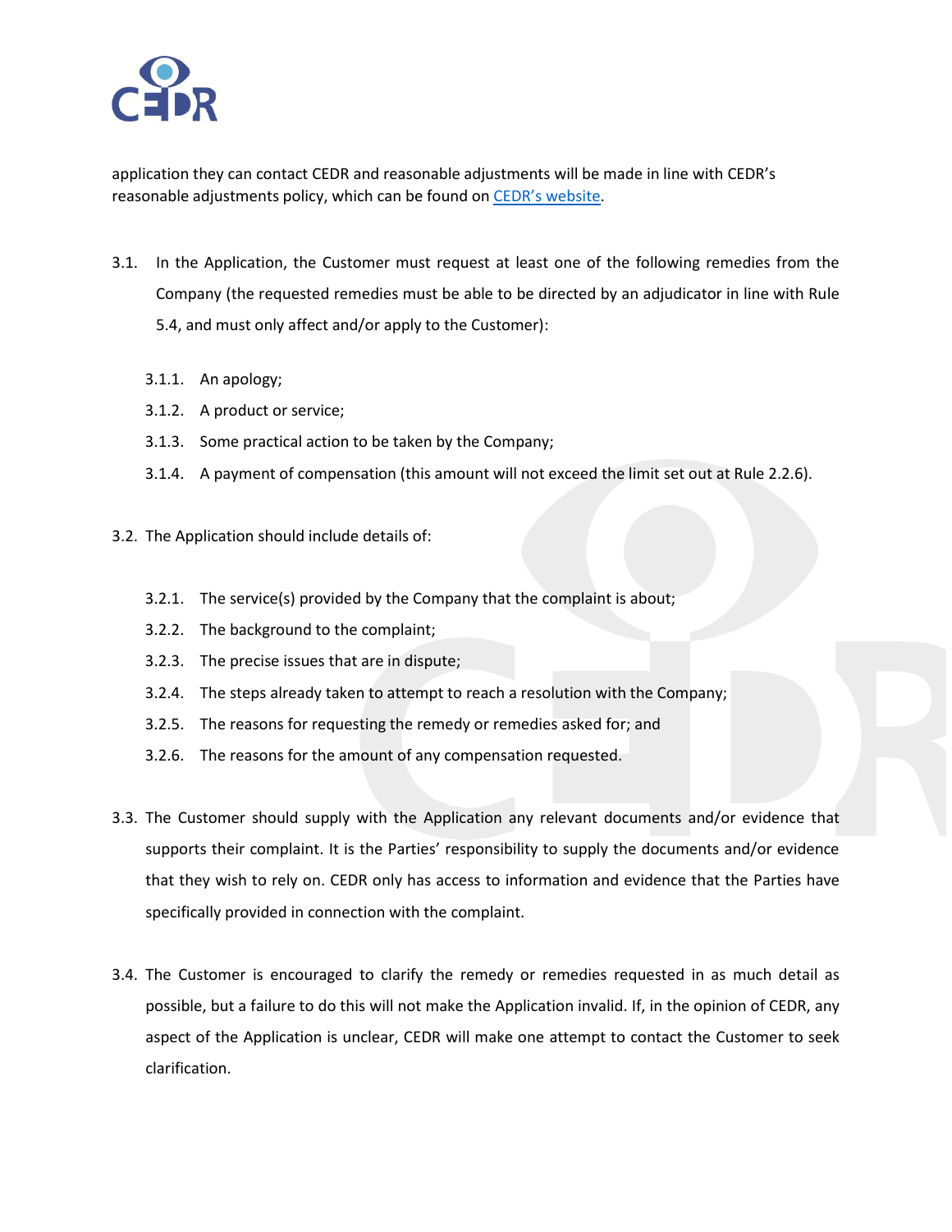application they can contact CEDR and reasonable adjustments will be made in line with CEDR's reasonable adjustments policy, which can be found on [CEDR's website](#).

3.1. In the Application, the Customer must request at least one of the following remedies from the Company (the requested remedies must be able to be directed by an adjudicator in line with Rule 5.4, and must only affect and/or apply to the Customer):

   3.1.1. An apology;

   3.1.2. A product or service;

   3.1.3. Some practical action to be taken by the Company;

   3.1.4. A payment of compensation (this amount will not exceed the limit set out at Rule 2.2.6).

3.2. The Application should include details of:

   3.2.1. The service(s) provided by the Company that the complaint is about;

   3.2.2. The background to the complaint;

   3.2.3. The precise issues that are in dispute;

   3.2.4. The steps already taken to attempt to reach a resolution with the Company;

   3.2.5. The reasons for requesting the remedy or remedies asked for; and

   3.2.6. The reasons for the amount of any compensation requested.

3.3. The Customer should supply with the Application any relevant documents and/or evidence that supports their complaint. It is the Parties' responsibility to supply the documents and/or evidence that they wish to rely on. CEDR only has access to information and evidence that the Parties have specifically provided in connection with the complaint.

3.4. The Customer is encouraged to clarify the remedy or remedies requested in as much detail as possible, but a failure to do this will not make the Application invalid. If, in the opinion of CEDR, any aspect of the Application is unclear, CEDR will make one attempt to contact the Customer to seek clarification.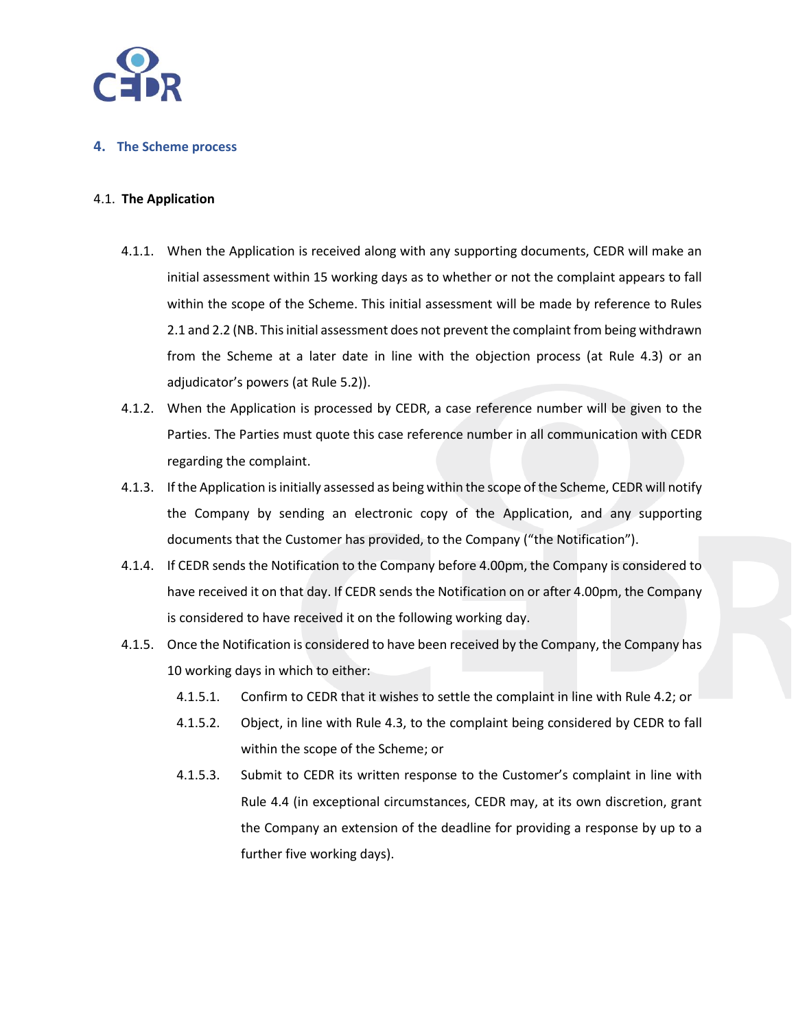## 4. The Scheme process

### 4.1. The Application

4.1.1. When the Application is received along with any supporting documents, CEDR will make an initial assessment within 15 working days as to whether or not the complaint appears to fall within the scope of the Scheme. This initial assessment will be made by reference to Rules 2.1 and 2.2 (NB. This initial assessment does not prevent the complaint from being withdrawn from the Scheme at a later date in line with the objection process (at Rule 4.3) or an adjudicator's powers (at Rule 5.2)).

4.1.2. When the Application is processed by CEDR, a case reference number will be given to the Parties. The Parties must quote this case reference number in all communication with CEDR regarding the complaint.

4.1.3. If the Application is initially assessed as being within the scope of the Scheme, CEDR will notify the Company by sending an electronic copy of the Application, and any supporting documents that the Customer has provided, to the Company ("the Notification").

4.1.4. If CEDR sends the Notification to the Company before 4.00pm, the Company is considered to have received it on that day. If CEDR sends the Notification on or after 4.00pm, the Company is considered to have received it on the following working day.

4.1.5. Once the Notification is considered to have been received by the Company, the Company has 10 working days in which to either:

- 4.1.5.1. Confirm to CEDR that it wishes to settle the complaint in line with Rule 4.2; or
- 4.1.5.2. Object, in line with Rule 4.3, to the complaint being considered by CEDR to fall within the scope of the Scheme; or
- 4.1.5.3. Submit to CEDR its written response to the Customer's complaint in line with Rule 4.4 (in exceptional circumstances, CEDR may, at its own discretion, grant the Company an extension of the deadline for providing a response by up to a further five working days).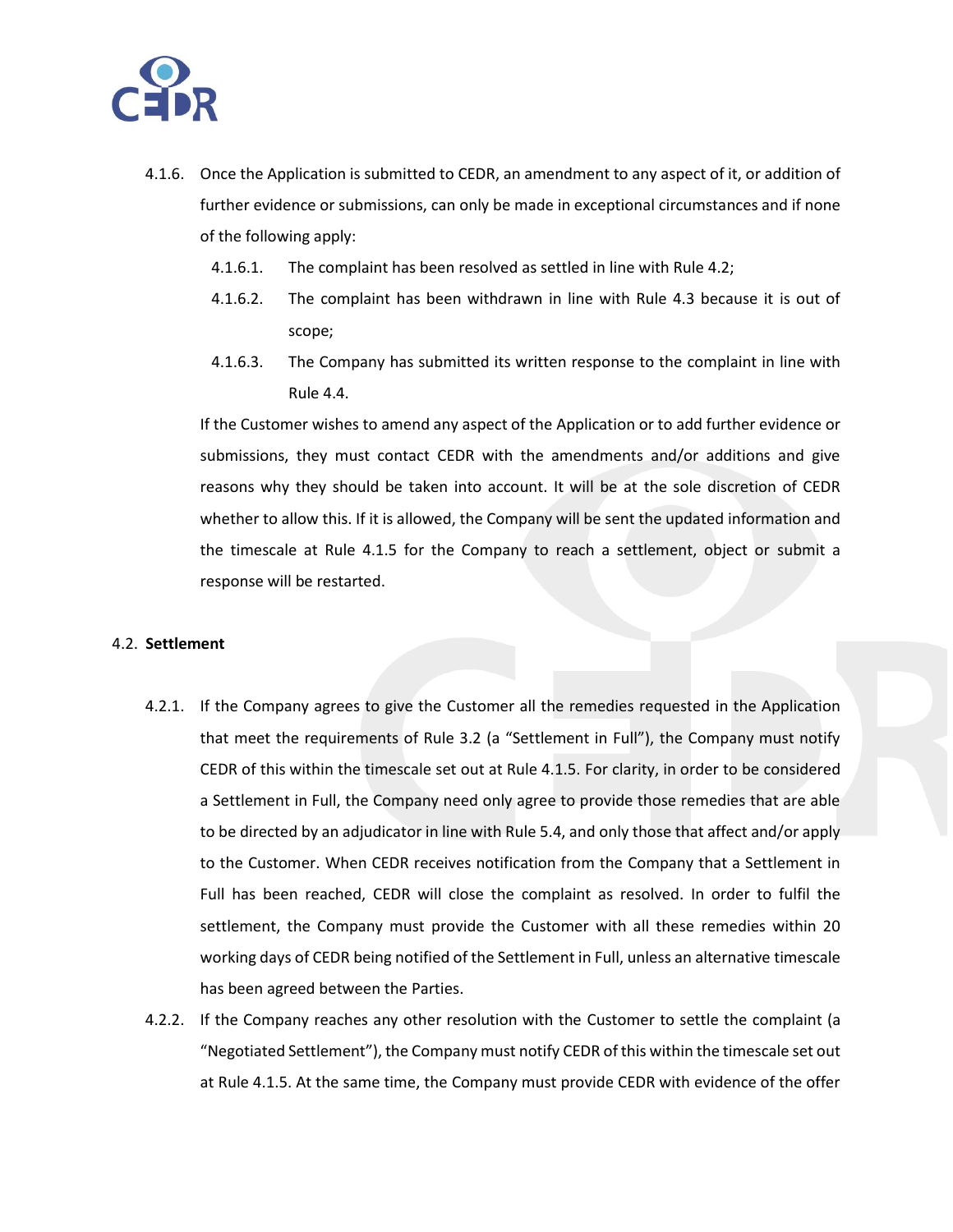4.1.6. Once the Application is submitted to CEDR, an amendment to any aspect of it, or addition of further evidence or submissions, can only be made in exceptional circumstances and if none of the following apply:

4.1.6.1. The complaint has been resolved as settled in line with Rule 4.2;

4.1.6.2. The complaint has been withdrawn in line with Rule 4.3 because it is out of scope;

4.1.6.3. The Company has submitted its written response to the complaint in line with Rule 4.4.

If the Customer wishes to amend any aspect of the Application or to add further evidence or submissions, they must contact CEDR with the amendments and/or additions and give reasons why they should be taken into account. It will be at the sole discretion of CEDR whether to allow this. If it is allowed, the Company will be sent the updated information and the timescale at Rule 4.1.5 for the Company to reach a settlement, object or submit a response will be restarted.

## 4.2. Settlement

4.2.1. If the Company agrees to give the Customer all the remedies requested in the Application that meet the requirements of Rule 3.2 (a "Settlement in Full"), the Company must notify CEDR of this within the timescale set out at Rule 4.1.5. For clarity, in order to be considered a Settlement in Full, the Company need only agree to provide those remedies that are able to be directed by an adjudicator in line with Rule 5.4, and only those that affect and/or apply to the Customer. When CEDR receives notification from the Company that a Settlement in Full has been reached, CEDR will close the complaint as resolved. In order to fulfil the settlement, the Company must provide the Customer with all these remedies within 20 working days of CEDR being notified of the Settlement in Full, unless an alternative timescale has been agreed between the Parties.

4.2.2. If the Company reaches any other resolution with the Customer to settle the complaint (a "Negotiated Settlement"), the Company must notify CEDR of this within the timescale set out at Rule 4.1.5. At the same time, the Company must provide CEDR with evidence of the offer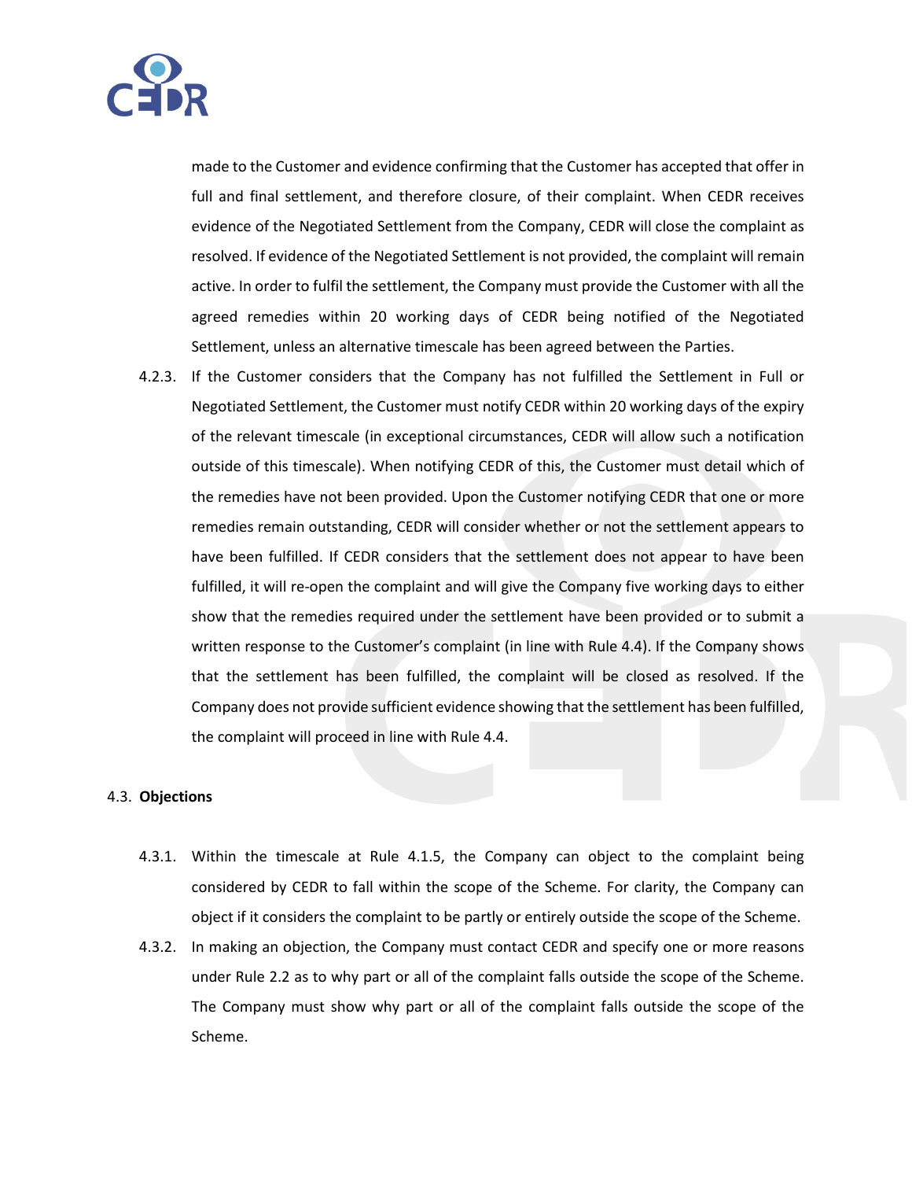made to the Customer and evidence confirming that the Customer has accepted that offer in full and final settlement, and therefore closure, of their complaint. When CEDR receives evidence of the Negotiated Settlement from the Company, CEDR will close the complaint as resolved. If evidence of the Negotiated Settlement is not provided, the complaint will remain active. In order to fulfil the settlement, the Company must provide the Customer with all the agreed remedies within 20 working days of CEDR being notified of the Negotiated Settlement, unless an alternative timescale has been agreed between the Parties.

4.2.3. If the Customer considers that the Company has not fulfilled the Settlement in Full or Negotiated Settlement, the Customer must notify CEDR within 20 working days of the expiry of the relevant timescale (in exceptional circumstances, CEDR will allow such a notification outside of this timescale). When notifying CEDR of this, the Customer must detail which of the remedies have not been provided. Upon the Customer notifying CEDR that one or more remedies remain outstanding, CEDR will consider whether or not the settlement appears to have been fulfilled. If CEDR considers that the settlement does not appear to have been fulfilled, it will re-open the complaint and will give the Company five working days to either show that the remedies required under the settlement have been provided or to submit a written response to the Customer's complaint (in line with Rule 4.4). If the Company shows that the settlement has been fulfilled, the complaint will be closed as resolved. If the Company does not provide sufficient evidence showing that the settlement has been fulfilled, the complaint will proceed in line with Rule 4.4.

### 4.3. **Objections**

4.3.1. Within the timescale at Rule 4.1.5, the Company can object to the complaint being considered by CEDR to fall within the scope of the Scheme. For clarity, the Company can object if it considers the complaint to be partly or entirely outside the scope of the Scheme.

4.3.2. In making an objection, the Company must contact CEDR and specify one or more reasons under Rule 2.2 as to why part or all of the complaint falls outside the scope of the Scheme. The Company must show why part or all of the complaint falls outside the scope of the Scheme.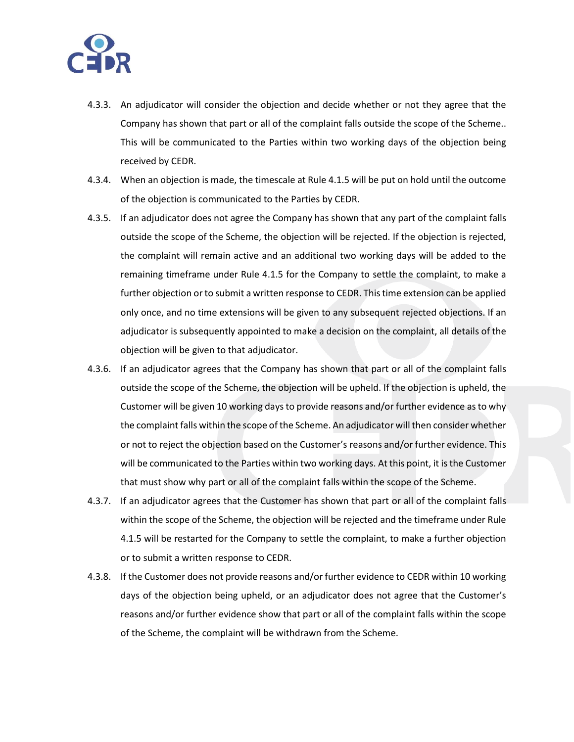4.3.3. An adjudicator will consider the objection and decide whether or not they agree that the Company has shown that part or all of the complaint falls outside the scope of the Scheme.. This will be communicated to the Parties within two working days of the objection being received by CEDR.

4.3.4. When an objection is made, the timescale at Rule 4.1.5 will be put on hold until the outcome of the objection is communicated to the Parties by CEDR.

4.3.5. If an adjudicator does not agree the Company has shown that any part of the complaint falls outside the scope of the Scheme, the objection will be rejected. If the objection is rejected, the complaint will remain active and an additional two working days will be added to the remaining timeframe under Rule 4.1.5 for the Company to settle the complaint, to make a further objection or to submit a written response to CEDR. This time extension can be applied only once, and no time extensions will be given to any subsequent rejected objections. If an adjudicator is subsequently appointed to make a decision on the complaint, all details of the objection will be given to that adjudicator.

4.3.6. If an adjudicator agrees that the Company has shown that part or all of the complaint falls outside the scope of the Scheme, the objection will be upheld. If the objection is upheld, the Customer will be given 10 working days to provide reasons and/or further evidence as to why the complaint falls within the scope of the Scheme. An adjudicator will then consider whether or not to reject the objection based on the Customer's reasons and/or further evidence. This will be communicated to the Parties within two working days. At this point, it is the Customer that must show why part or all of the complaint falls within the scope of the Scheme.

4.3.7. If an adjudicator agrees that the Customer has shown that part or all of the complaint falls within the scope of the Scheme, the objection will be rejected and the timeframe under Rule 4.1.5 will be restarted for the Company to settle the complaint, to make a further objection or to submit a written response to CEDR.

4.3.8. If the Customer does not provide reasons and/or further evidence to CEDR within 10 working days of the objection being upheld, or an adjudicator does not agree that the Customer's reasons and/or further evidence show that part or all of the complaint falls within the scope of the Scheme, the complaint will be withdrawn from the Scheme.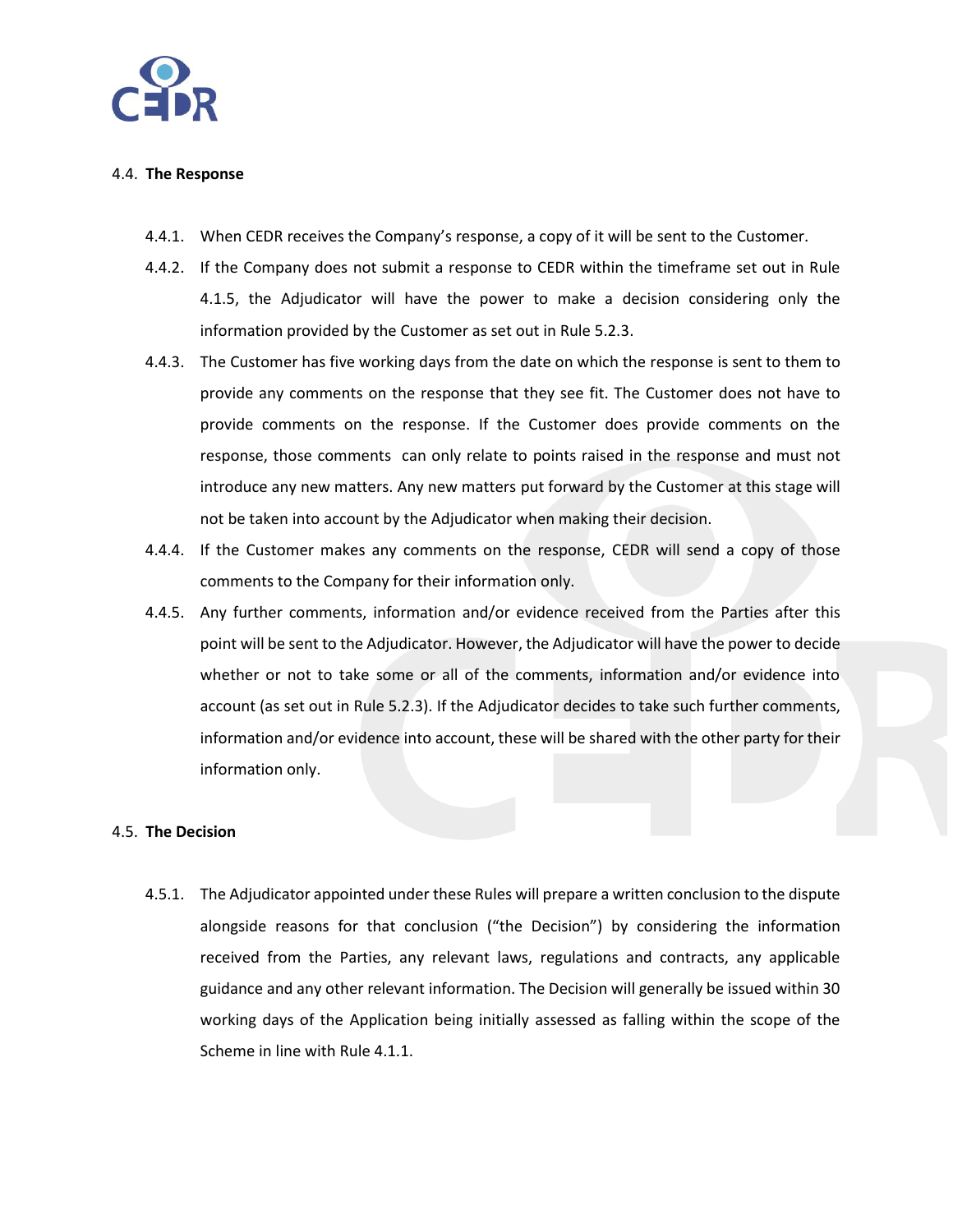### 4.4. **The Response**

4.4.1. When CEDR receives the Company's response, a copy of it will be sent to the Customer.

4.4.2. If the Company does not submit a response to CEDR within the timeframe set out in Rule 4.1.5, the Adjudicator will have the power to make a decision considering only the information provided by the Customer as set out in Rule 5.2.3.

4.4.3. The Customer has five working days from the date on which the response is sent to them to provide any comments on the response that they see fit. The Customer does not have to provide comments on the response. If the Customer does provide comments on the response, those comments can only relate to points raised in the response and must not introduce any new matters. Any new matters put forward by the Customer at this stage will not be taken into account by the Adjudicator when making their decision.

4.4.4. If the Customer makes any comments on the response, CEDR will send a copy of those comments to the Company for their information only.

4.4.5. Any further comments, information and/or evidence received from the Parties after this point will be sent to the Adjudicator. However, the Adjudicator will have the power to decide whether or not to take some or all of the comments, information and/or evidence into account (as set out in Rule 5.2.3). If the Adjudicator decides to take such further comments, information and/or evidence into account, these will be shared with the other party for their information only.

### 4.5. **The Decision**

4.5.1. The Adjudicator appointed under these Rules will prepare a written conclusion to the dispute alongside reasons for that conclusion ("the Decision") by considering the information received from the Parties, any relevant laws, regulations and contracts, any applicable guidance and any other relevant information. The Decision will generally be issued within 30 working days of the Application being initially assessed as falling within the scope of the Scheme in line with Rule 4.1.1.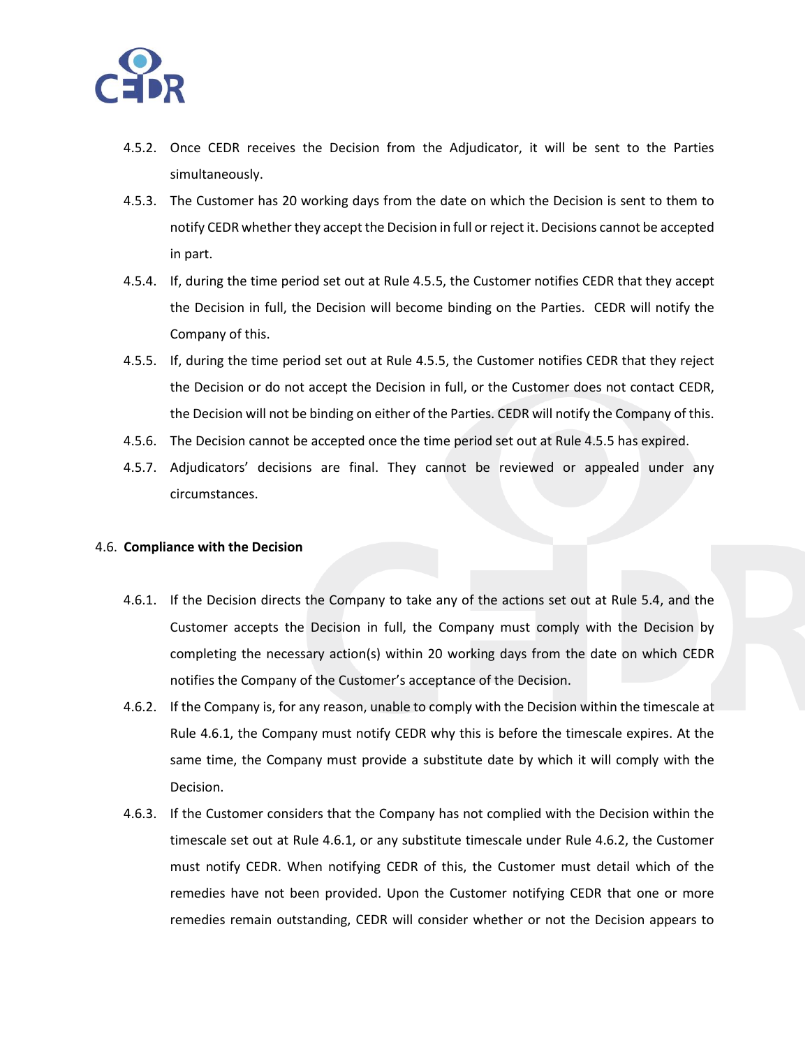4.5.2. Once CEDR receives the Decision from the Adjudicator, it will be sent to the Parties simultaneously.

4.5.3. The Customer has 20 working days from the date on which the Decision is sent to them to notify CEDR whether they accept the Decision in full or reject it. Decisions cannot be accepted in part.

4.5.4. If, during the time period set out at Rule 4.5.5, the Customer notifies CEDR that they accept the Decision in full, the Decision will become binding on the Parties. CEDR will notify the Company of this.

4.5.5. If, during the time period set out at Rule 4.5.5, the Customer notifies CEDR that they reject the Decision or do not accept the Decision in full, or the Customer does not contact CEDR, the Decision will not be binding on either of the Parties. CEDR will notify the Company of this.

4.5.6. The Decision cannot be accepted once the time period set out at Rule 4.5.5 has expired.

4.5.7. Adjudicators' decisions are final. They cannot be reviewed or appealed under any circumstances.

4.6. **Compliance with the Decision**

4.6.1. If the Decision directs the Company to take any of the actions set out at Rule 5.4, and the Customer accepts the Decision in full, the Company must comply with the Decision by completing the necessary action(s) within 20 working days from the date on which CEDR notifies the Company of the Customer's acceptance of the Decision.

4.6.2. If the Company is, for any reason, unable to comply with the Decision within the timescale at Rule 4.6.1, the Company must notify CEDR why this is before the timescale expires. At the same time, the Company must provide a substitute date by which it will comply with the Decision.

4.6.3. If the Customer considers that the Company has not complied with the Decision within the timescale set out at Rule 4.6.1, or any substitute timescale under Rule 4.6.2, the Customer must notify CEDR. When notifying CEDR of this, the Customer must detail which of the remedies have not been provided. Upon the Customer notifying CEDR that one or more remedies remain outstanding, CEDR will consider whether or not the Decision appears to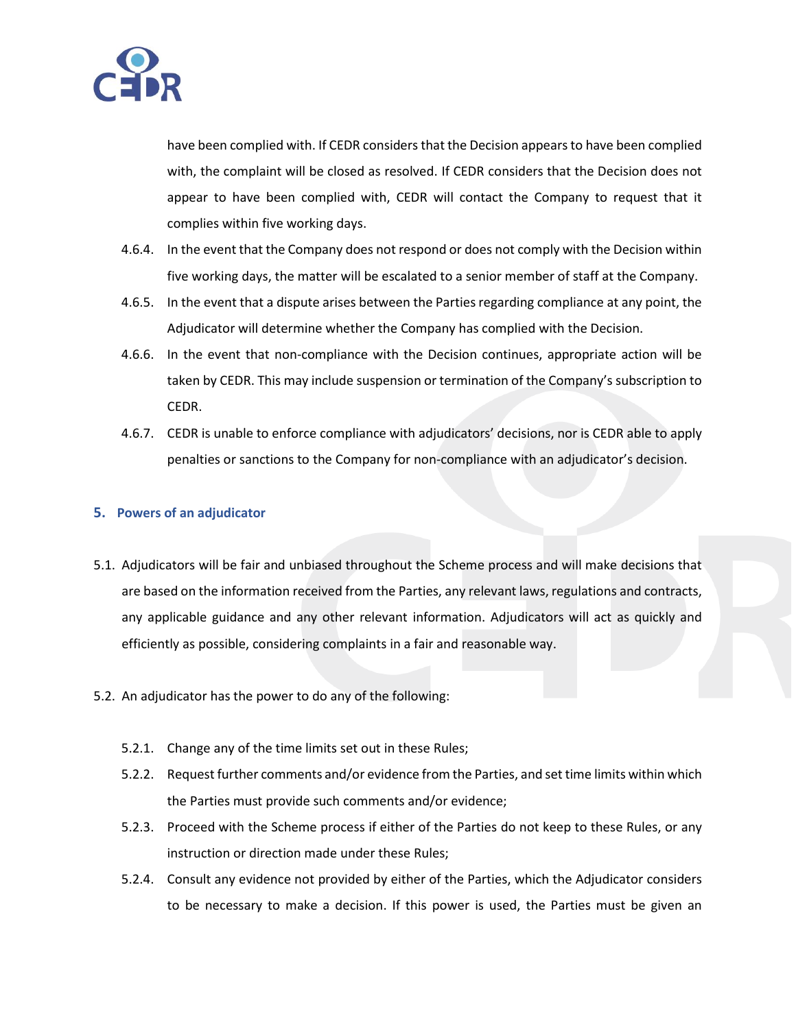have been complied with. If CEDR considers that the Decision appears to have been complied with, the complaint will be closed as resolved. If CEDR considers that the Decision does not appear to have been complied with, CEDR will contact the Company to request that it complies within five working days.

4.6.4. In the event that the Company does not respond or does not comply with the Decision within five working days, the matter will be escalated to a senior member of staff at the Company.

4.6.5. In the event that a dispute arises between the Parties regarding compliance at any point, the Adjudicator will determine whether the Company has complied with the Decision.

4.6.6. In the event that non-compliance with the Decision continues, appropriate action will be taken by CEDR. This may include suspension or termination of the Company's subscription to CEDR.

4.6.7. CEDR is unable to enforce compliance with adjudicators' decisions, nor is CEDR able to apply penalties or sanctions to the Company for non-compliance with an adjudicator's decision.

## 5. Powers of an adjudicator

5.1. Adjudicators will be fair and unbiased throughout the Scheme process and will make decisions that are based on the information received from the Parties, any relevant laws, regulations and contracts, any applicable guidance and any other relevant information. Adjudicators will act as quickly and efficiently as possible, considering complaints in a fair and reasonable way.

5.2. An adjudicator has the power to do any of the following:

5.2.1. Change any of the time limits set out in these Rules;

5.2.2. Request further comments and/or evidence from the Parties, and set time limits within which the Parties must provide such comments and/or evidence;

5.2.3. Proceed with the Scheme process if either of the Parties do not keep to these Rules, or any instruction or direction made under these Rules;

5.2.4. Consult any evidence not provided by either of the Parties, which the Adjudicator considers to be necessary to make a decision. If this power is used, the Parties must be given an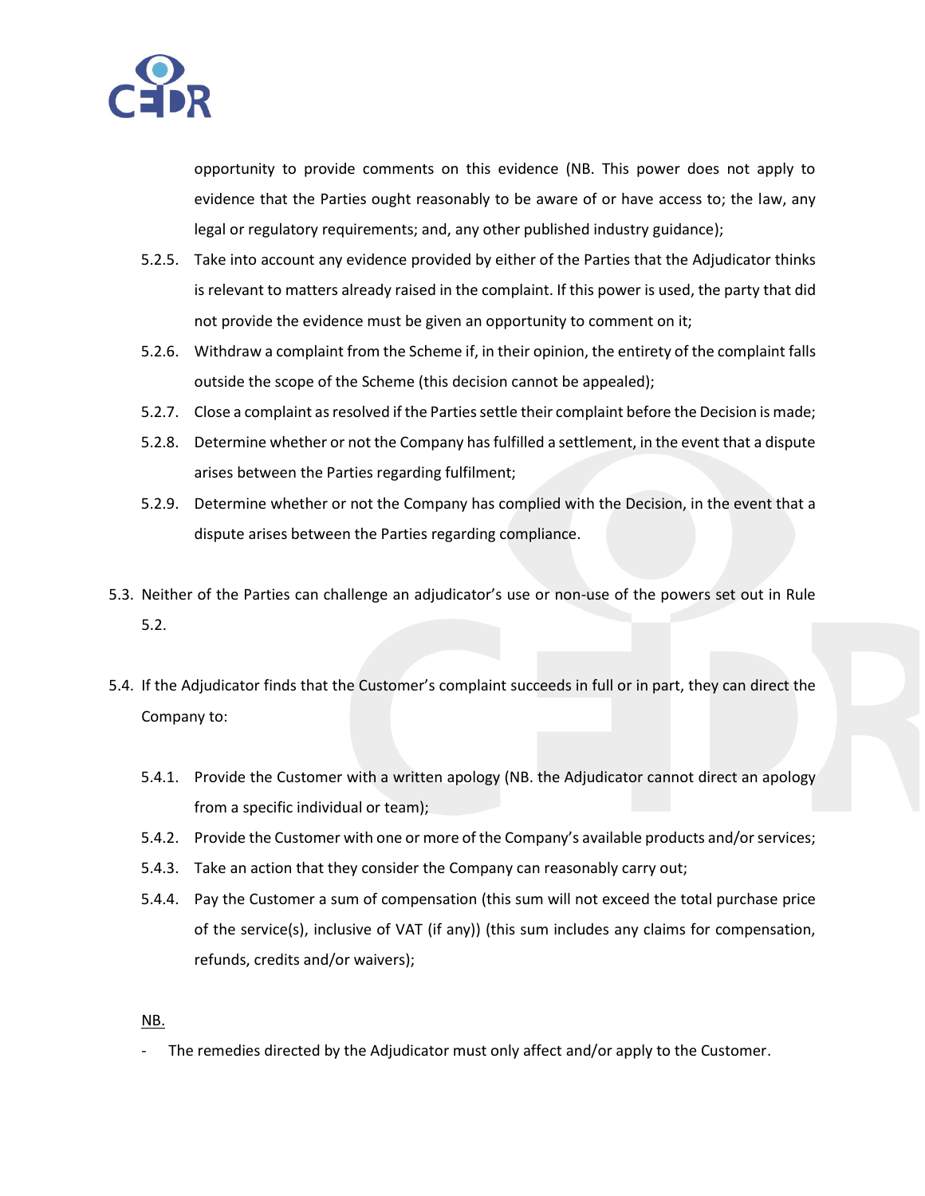opportunity to provide comments on this evidence (NB. This power does not apply to evidence that the Parties ought reasonably to be aware of or have access to; the law, any legal or regulatory requirements; and, any other published industry guidance);

- 5.2.5. Take into account any evidence provided by either of the Parties that the Adjudicator thinks is relevant to matters already raised in the complaint. If this power is used, the party that did not provide the evidence must be given an opportunity to comment on it;
- 5.2.6. Withdraw a complaint from the Scheme if, in their opinion, the entirety of the complaint falls outside the scope of the Scheme (this decision cannot be appealed);
- 5.2.7. Close a complaint as resolved if the Parties settle their complaint before the Decision is made;
- 5.2.8. Determine whether or not the Company has fulfilled a settlement, in the event that a dispute arises between the Parties regarding fulfilment;
- 5.2.9. Determine whether or not the Company has complied with the Decision, in the event that a dispute arises between the Parties regarding compliance.

5.3. Neither of the Parties can challenge an adjudicator's use or non-use of the powers set out in Rule 5.2.

5.4. If the Adjudicator finds that the Customer's complaint succeeds in full or in part, they can direct the Company to:

- 5.4.1. Provide the Customer with a written apology (NB. the Adjudicator cannot direct an apology from a specific individual or team);
- 5.4.2. Provide the Customer with one or more of the Company's available products and/or services;
- 5.4.3. Take an action that they consider the Company can reasonably carry out;
- 5.4.4. Pay the Customer a sum of compensation (this sum will not exceed the total purchase price of the service(s), inclusive of VAT (if any)) (this sum includes any claims for compensation, refunds, credits and/or waivers);

<u>NB.</u>

- The remedies directed by the Adjudicator must only affect and/or apply to the Customer.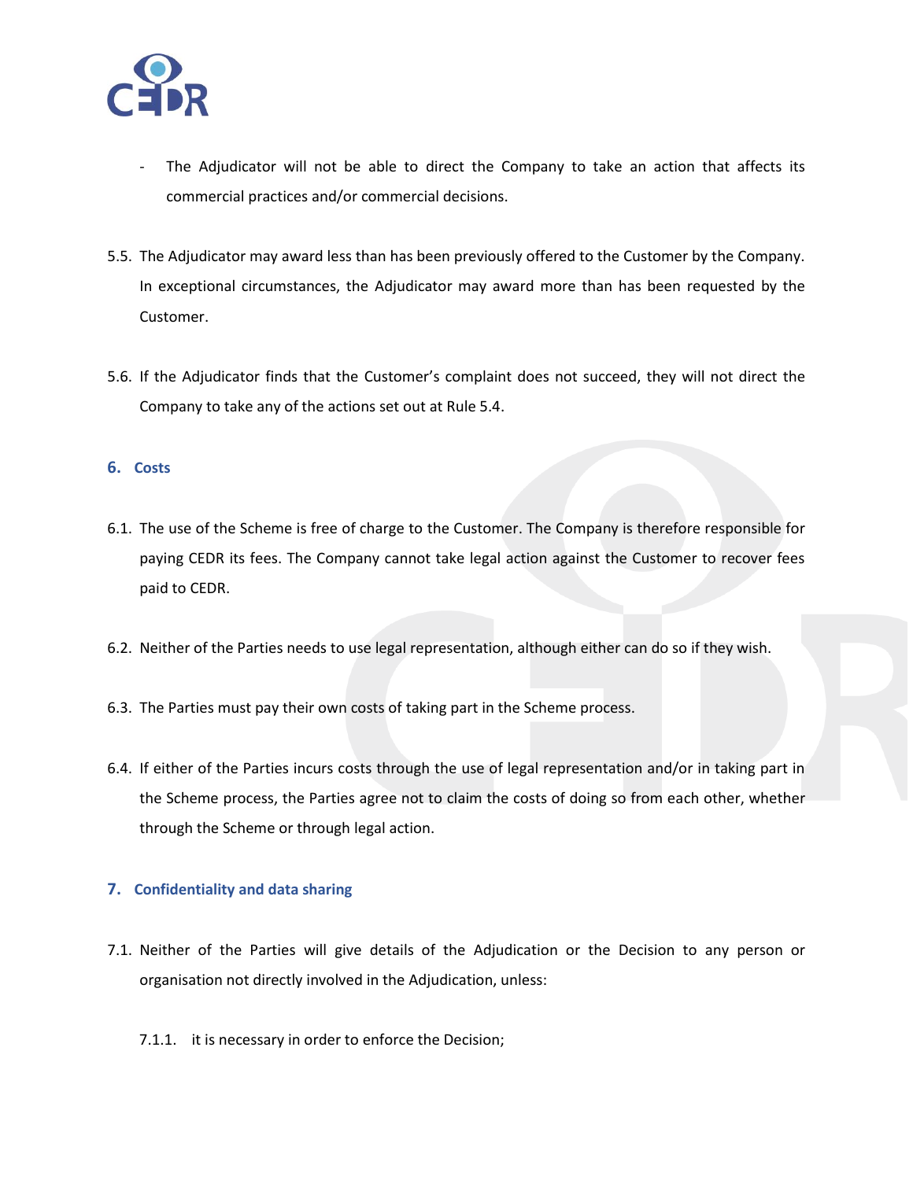- The Adjudicator will not be able to direct the Company to take an action that affects its commercial practices and/or commercial decisions.

5.5. The Adjudicator may award less than has been previously offered to the Customer by the Company. In exceptional circumstances, the Adjudicator may award more than has been requested by the Customer.

5.6. If the Adjudicator finds that the Customer's complaint does not succeed, they will not direct the Company to take any of the actions set out at Rule 5.4.

## 6. Costs

6.1. The use of the Scheme is free of charge to the Customer. The Company is therefore responsible for paying CEDR its fees. The Company cannot take legal action against the Customer to recover fees paid to CEDR.

6.2. Neither of the Parties needs to use legal representation, although either can do so if they wish.

6.3. The Parties must pay their own costs of taking part in the Scheme process.

6.4. If either of the Parties incurs costs through the use of legal representation and/or in taking part in the Scheme process, the Parties agree not to claim the costs of doing so from each other, whether through the Scheme or through legal action.

## 7. Confidentiality and data sharing

7.1. Neither of the Parties will give details of the Adjudication or the Decision to any person or organisation not directly involved in the Adjudication, unless:

7.1.1. it is necessary in order to enforce the Decision;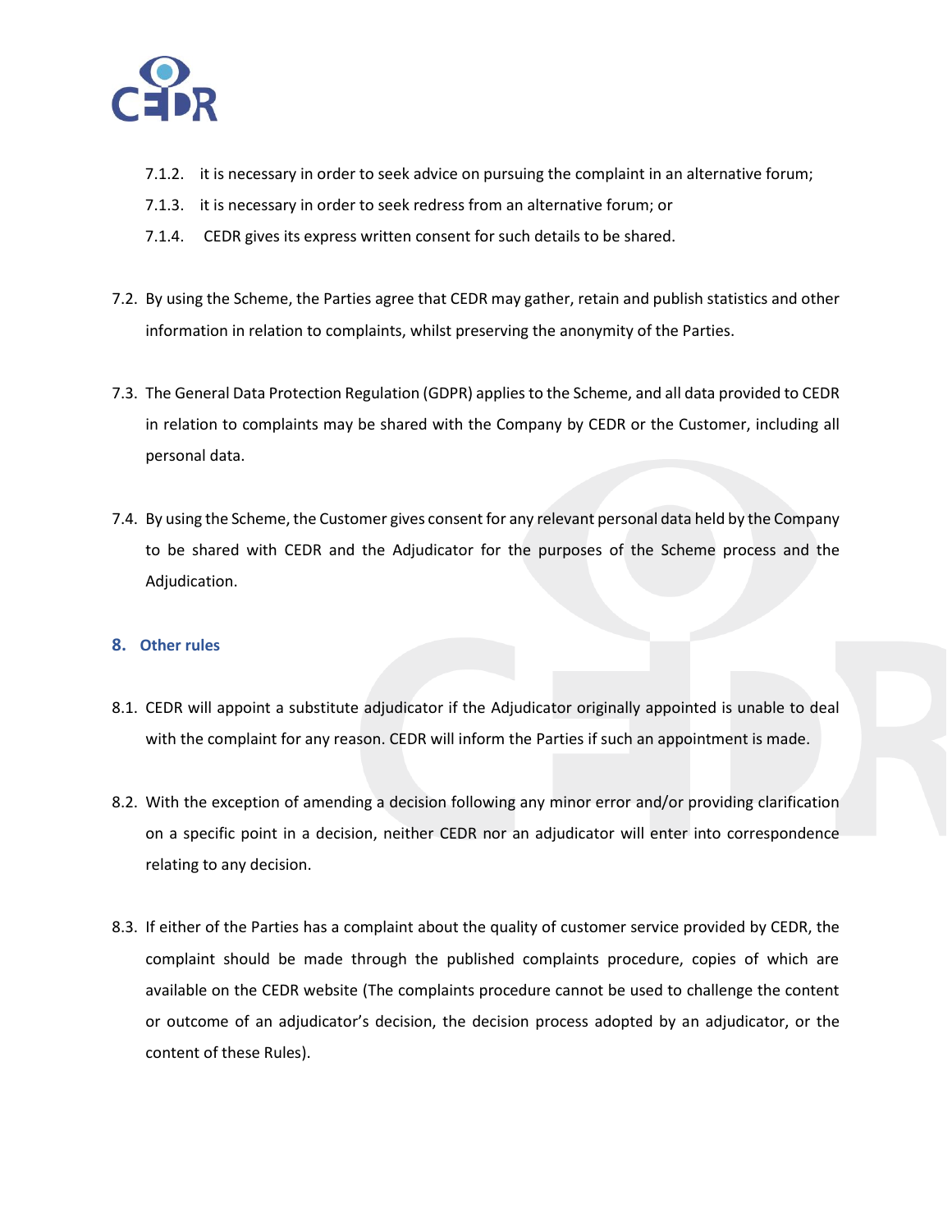7.1.2. it is necessary in order to seek advice on pursuing the complaint in an alternative forum;

7.1.3. it is necessary in order to seek redress from an alternative forum; or

7.1.4. CEDR gives its express written consent for such details to be shared.

7.2. By using the Scheme, the Parties agree that CEDR may gather, retain and publish statistics and other information in relation to complaints, whilst preserving the anonymity of the Parties.

7.3. The General Data Protection Regulation (GDPR) applies to the Scheme, and all data provided to CEDR in relation to complaints may be shared with the Company by CEDR or the Customer, including all personal data.

7.4. By using the Scheme, the Customer gives consent for any relevant personal data held by the Company to be shared with CEDR and the Adjudicator for the purposes of the Scheme process and the Adjudication.

## 8. Other rules

8.1. CEDR will appoint a substitute adjudicator if the Adjudicator originally appointed is unable to deal with the complaint for any reason. CEDR will inform the Parties if such an appointment is made.

8.2. With the exception of amending a decision following any minor error and/or providing clarification on a specific point in a decision, neither CEDR nor an adjudicator will enter into correspondence relating to any decision.

8.3. If either of the Parties has a complaint about the quality of customer service provided by CEDR, the complaint should be made through the published complaints procedure, copies of which are available on the CEDR website (The complaints procedure cannot be used to challenge the content or outcome of an adjudicator's decision, the decision process adopted by an adjudicator, or the content of these Rules).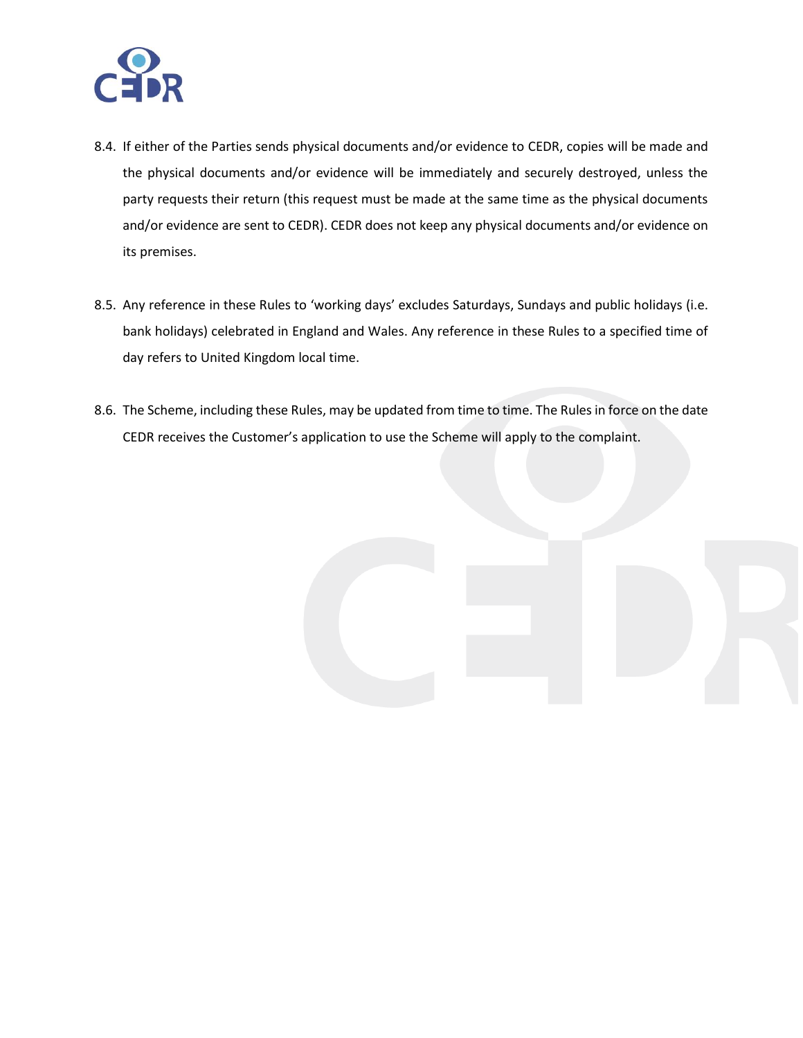8.4. If either of the Parties sends physical documents and/or evidence to CEDR, copies will be made and the physical documents and/or evidence will be immediately and securely destroyed, unless the party requests their return (this request must be made at the same time as the physical documents and/or evidence are sent to CEDR). CEDR does not keep any physical documents and/or evidence on its premises.

8.5. Any reference in these Rules to 'working days' excludes Saturdays, Sundays and public holidays (i.e. bank holidays) celebrated in England and Wales. Any reference in these Rules to a specified time of day refers to United Kingdom local time.

8.6. The Scheme, including these Rules, may be updated from time to time. The Rules in force on the date CEDR receives the Customer's application to use the Scheme will apply to the complaint.